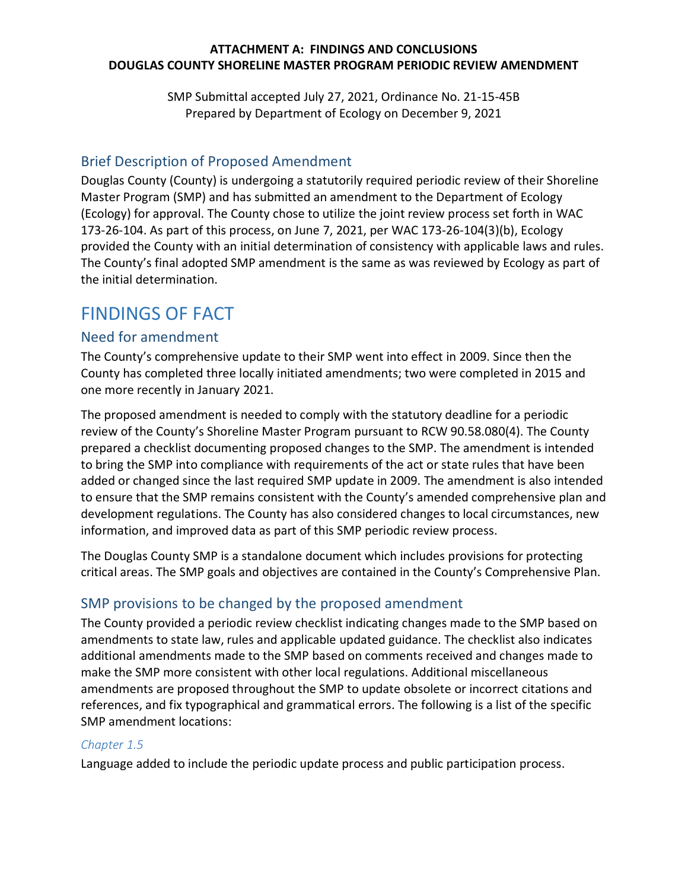**ATTACHMENT A: FINDINGS AND CONCLUSIONS**
**DOUGLAS COUNTY SHORELINE MASTER PROGRAM PERIODIC REVIEW AMENDMENT**

SMP Submittal accepted July 27, 2021, Ordinance No. 21-15-45B
Prepared by Department of Ecology on December 9, 2021

## Brief Description of Proposed Amendment

Douglas County (County) is undergoing a statutorily required periodic review of their Shoreline Master Program (SMP) and has submitted an amendment to the Department of Ecology (Ecology) for approval. The County chose to utilize the joint review process set forth in WAC 173-26-104. As part of this process, on June 7, 2021, per WAC 173-26-104(3)(b), Ecology provided the County with an initial determination of consistency with applicable laws and rules. The County's final adopted SMP amendment is the same as was reviewed by Ecology as part of the initial determination.

# FINDINGS OF FACT

## Need for amendment

The County's comprehensive update to their SMP went into effect in 2009. Since then the County has completed three locally initiated amendments; two were completed in 2015 and one more recently in January 2021.

The proposed amendment is needed to comply with the statutory deadline for a periodic review of the County's Shoreline Master Program pursuant to RCW 90.58.080(4). The County prepared a checklist documenting proposed changes to the SMP. The amendment is intended to bring the SMP into compliance with requirements of the act or state rules that have been added or changed since the last required SMP update in 2009. The amendment is also intended to ensure that the SMP remains consistent with the County's amended comprehensive plan and development regulations. The County has also considered changes to local circumstances, new information, and improved data as part of this SMP periodic review process.

The Douglas County SMP is a standalone document which includes provisions for protecting critical areas. The SMP goals and objectives are contained in the County's Comprehensive Plan.

## SMP provisions to be changed by the proposed amendment

The County provided a periodic review checklist indicating changes made to the SMP based on amendments to state law, rules and applicable updated guidance. The checklist also indicates additional amendments made to the SMP based on comments received and changes made to make the SMP more consistent with other local regulations. Additional miscellaneous amendments are proposed throughout the SMP to update obsolete or incorrect citations and references, and fix typographical and grammatical errors. The following is a list of the specific SMP amendment locations:

### *Chapter 1.5*

Language added to include the periodic update process and public participation process.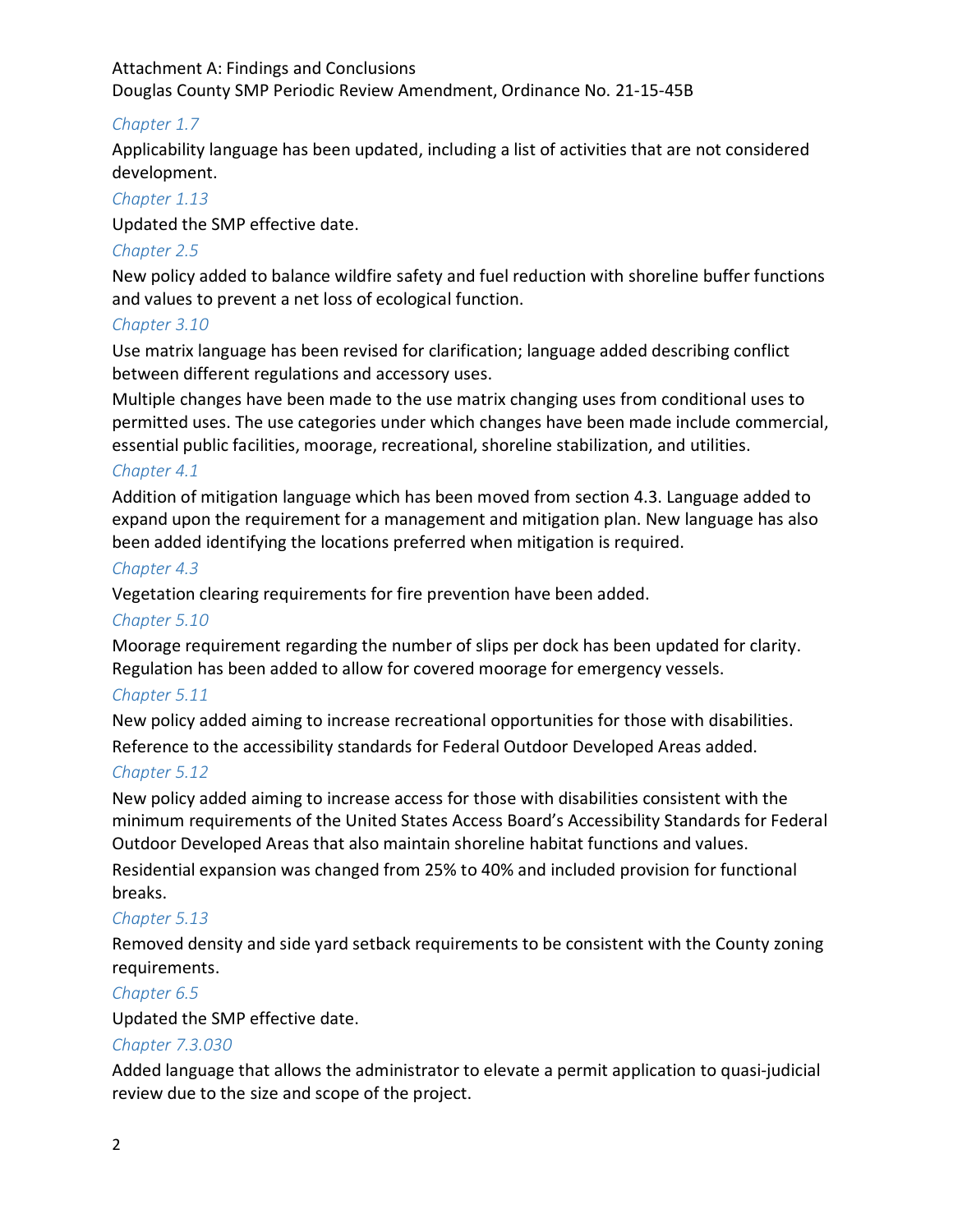### *Chapter 1.7*

Applicability language has been updated, including a list of activities that are not considered development.

### *Chapter 1.13*

Updated the SMP effective date.

### *Chapter 2.5*

New policy added to balance wildfire safety and fuel reduction with shoreline buffer functions and values to prevent a net loss of ecological function.

### *Chapter 3.10*

Use matrix language has been revised for clarification; language added describing conflict between different regulations and accessory uses.

Multiple changes have been made to the use matrix changing uses from conditional uses to permitted uses. The use categories under which changes have been made include commercial, essential public facilities, moorage, recreational, shoreline stabilization, and utilities.

### *Chapter 4.1*

Addition of mitigation language which has been moved from section 4.3. Language added to expand upon the requirement for a management and mitigation plan. New language has also been added identifying the locations preferred when mitigation is required.

### *Chapter 4.3*

Vegetation clearing requirements for fire prevention have been added.

### *Chapter 5.10*

Moorage requirement regarding the number of slips per dock has been updated for clarity. Regulation has been added to allow for covered moorage for emergency vessels.

### *Chapter 5.11*

New policy added aiming to increase recreational opportunities for those with disabilities.

Reference to the accessibility standards for Federal Outdoor Developed Areas added.

### *Chapter 5.12*

New policy added aiming to increase access for those with disabilities consistent with the minimum requirements of the United States Access Board's Accessibility Standards for Federal Outdoor Developed Areas that also maintain shoreline habitat functions and values.

Residential expansion was changed from 25% to 40% and included provision for functional breaks.

### *Chapter 5.13*

Removed density and side yard setback requirements to be consistent with the County zoning requirements.

### *Chapter 6.5*

Updated the SMP effective date.

### *Chapter 7.3.030*

Added language that allows the administrator to elevate a permit application to quasi-judicial review due to the size and scope of the project.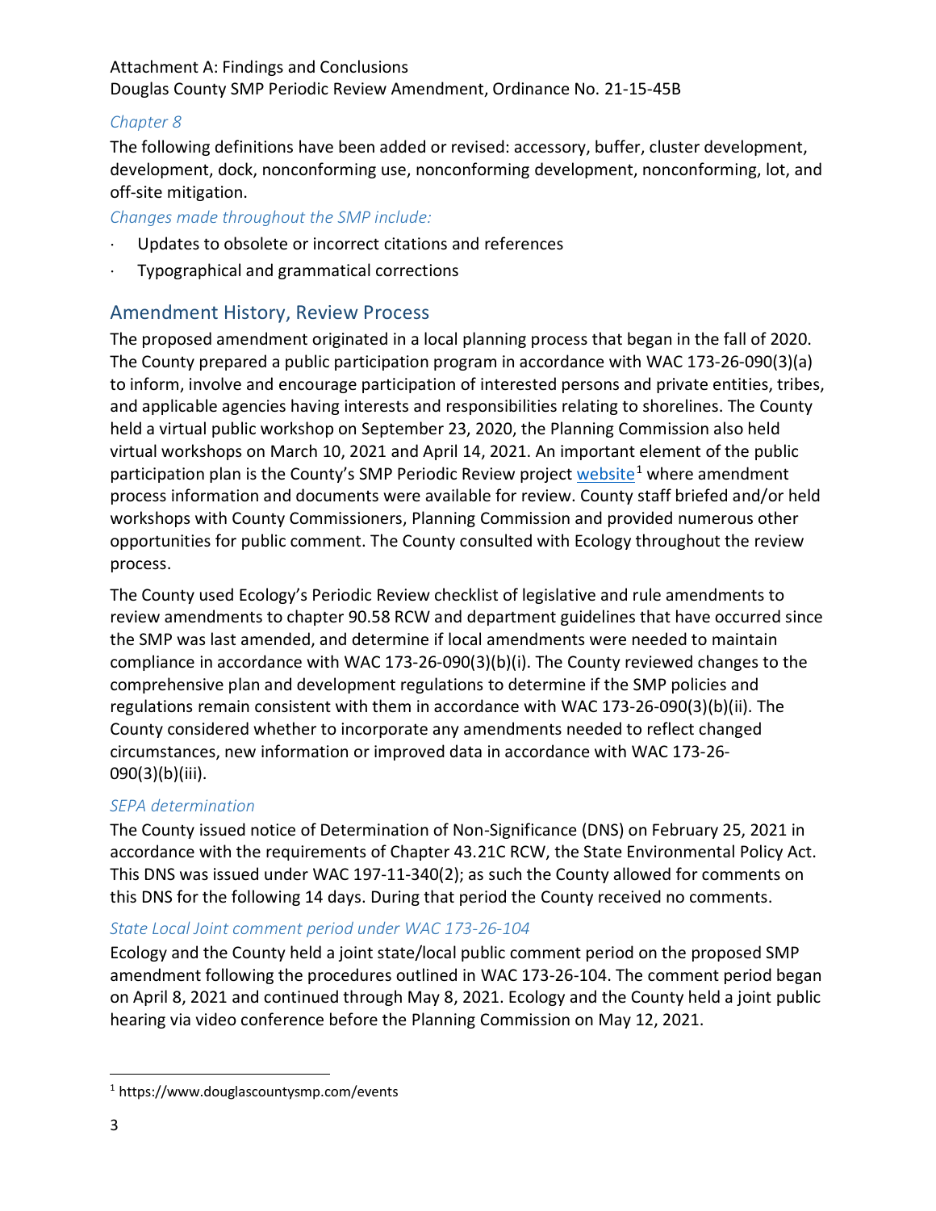### Chapter 8

The following definitions have been added or revised: accessory, buffer, cluster development, development, dock, nonconforming use, nonconforming development, nonconforming, lot, and off-site mitigation.

### Changes made throughout the SMP include:

- Updates to obsolete or incorrect citations and references
- Typographical and grammatical corrections

## Amendment History, Review Process

The proposed amendment originated in a local planning process that began in the fall of 2020. The County prepared a public participation program in accordance with WAC 173-26-090(3)(a) to inform, involve and encourage participation of interested persons and private entities, tribes, and applicable agencies having interests and responsibilities relating to shorelines. The County held a virtual public workshop on September 23, 2020, the Planning Commission also held virtual workshops on March 10, 2021 and April 14, 2021. An important element of the public participation plan is the County's SMP Periodic Review project website[1] where amendment process information and documents were available for review. County staff briefed and/or held workshops with County Commissioners, Planning Commission and provided numerous other opportunities for public comment. The County consulted with Ecology throughout the review process.

The County used Ecology's Periodic Review checklist of legislative and rule amendments to review amendments to chapter 90.58 RCW and department guidelines that have occurred since the SMP was last amended, and determine if local amendments were needed to maintain compliance in accordance with WAC 173-26-090(3)(b)(i). The County reviewed changes to the comprehensive plan and development regulations to determine if the SMP policies and regulations remain consistent with them in accordance with WAC 173-26-090(3)(b)(ii). The County considered whether to incorporate any amendments needed to reflect changed circumstances, new information or improved data in accordance with WAC 173-26-090(3)(b)(iii).

### SEPA determination

The County issued notice of Determination of Non-Significance (DNS) on February 25, 2021 in accordance with the requirements of Chapter 43.21C RCW, the State Environmental Policy Act. This DNS was issued under WAC 197-11-340(2); as such the County allowed for comments on this DNS for the following 14 days. During that period the County received no comments.

### State Local Joint comment period under WAC 173-26-104

Ecology and the County held a joint state/local public comment period on the proposed SMP amendment following the procedures outlined in WAC 173-26-104. The comment period began on April 8, 2021 and continued through May 8, 2021. Ecology and the County held a joint public hearing via video conference before the Planning Commission on May 12, 2021.

[1] https://www.douglascountysmp.com/events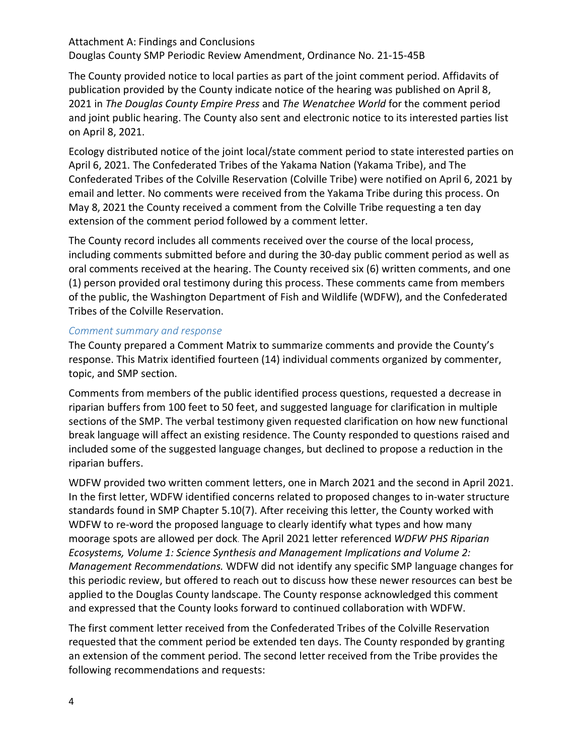The County provided notice to local parties as part of the joint comment period. Affidavits of publication provided by the County indicate notice of the hearing was published on April 8, 2021 in *The Douglas County Empire Press* and *The Wenatchee World* for the comment period and joint public hearing. The County also sent and electronic notice to its interested parties list on April 8, 2021.

Ecology distributed notice of the joint local/state comment period to state interested parties on April 6, 2021. The Confederated Tribes of the Yakama Nation (Yakama Tribe), and The Confederated Tribes of the Colville Reservation (Colville Tribe) were notified on April 6, 2021 by email and letter. No comments were received from the Yakama Tribe during this process. On May 8, 2021 the County received a comment from the Colville Tribe requesting a ten day extension of the comment period followed by a comment letter.

The County record includes all comments received over the course of the local process, including comments submitted before and during the 30-day public comment period as well as oral comments received at the hearing. The County received six (6) written comments, and one (1) person provided oral testimony during this process. These comments came from members of the public, the Washington Department of Fish and Wildlife (WDFW), and the Confederated Tribes of the Colville Reservation.

### *Comment summary and response*

The County prepared a Comment Matrix to summarize comments and provide the County's response. This Matrix identified fourteen (14) individual comments organized by commenter, topic, and SMP section.

Comments from members of the public identified process questions, requested a decrease in riparian buffers from 100 feet to 50 feet, and suggested language for clarification in multiple sections of the SMP. The verbal testimony given requested clarification on how new functional break language will affect an existing residence. The County responded to questions raised and included some of the suggested language changes, but declined to propose a reduction in the riparian buffers.

WDFW provided two written comment letters, one in March 2021 and the second in April 2021. In the first letter, WDFW identified concerns related to proposed changes to in-water structure standards found in SMP Chapter 5.10(7). After receiving this letter, the County worked with WDFW to re-word the proposed language to clearly identify what types and how many moorage spots are allowed per dock. The April 2021 letter referenced *WDFW PHS Riparian Ecosystems, Volume 1: Science Synthesis and Management Implications and Volume 2: Management Recommendations.* WDFW did not identify any specific SMP language changes for this periodic review, but offered to reach out to discuss how these newer resources can best be applied to the Douglas County landscape. The County response acknowledged this comment and expressed that the County looks forward to continued collaboration with WDFW.

The first comment letter received from the Confederated Tribes of the Colville Reservation requested that the comment period be extended ten days. The County responded by granting an extension of the comment period. The second letter received from the Tribe provides the following recommendations and requests: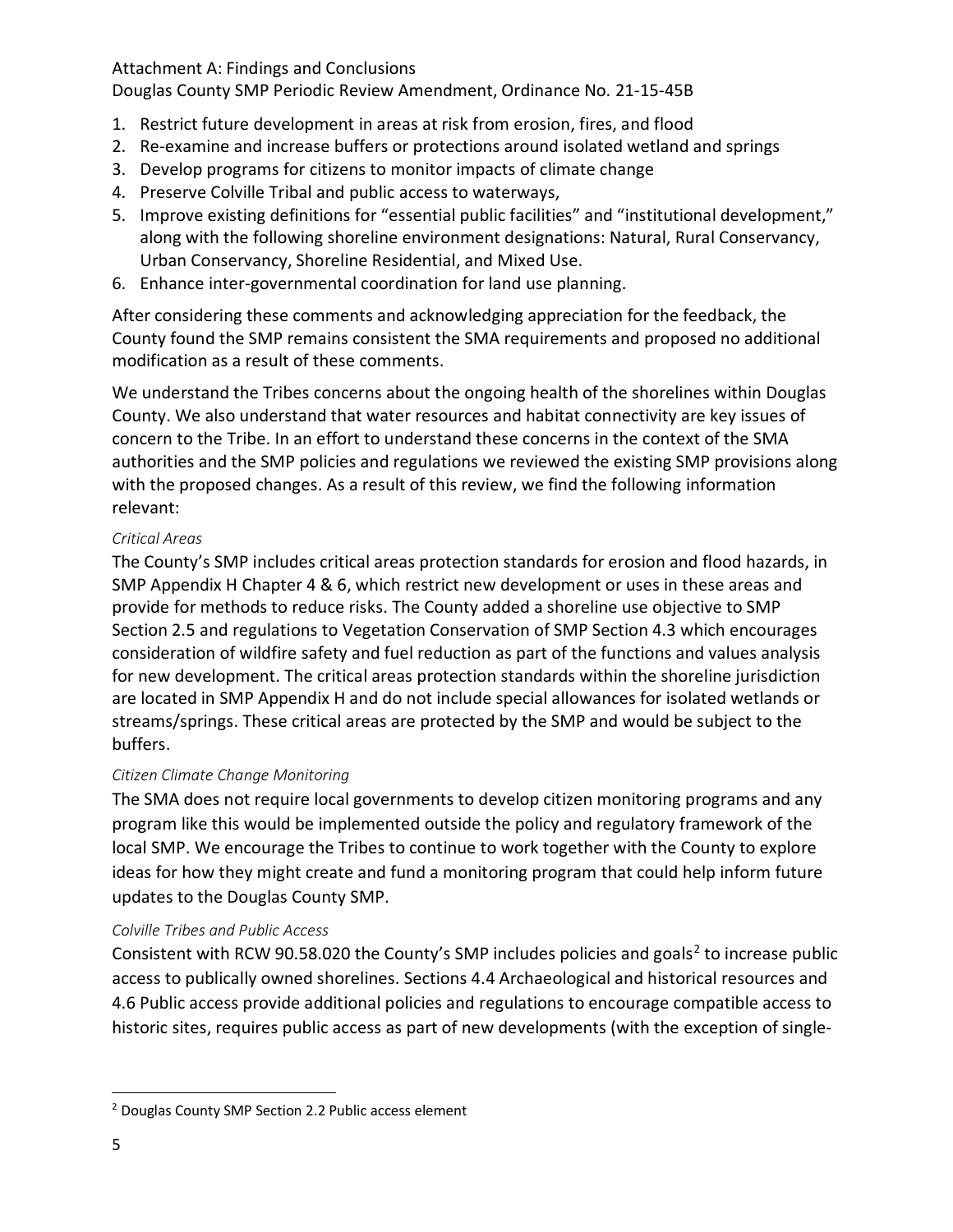1. Restrict future development in areas at risk from erosion, fires, and flood
2. Re-examine and increase buffers or protections around isolated wetland and springs
3. Develop programs for citizens to monitor impacts of climate change
4. Preserve Colville Tribal and public access to waterways,
5. Improve existing definitions for "essential public facilities" and "institutional development," along with the following shoreline environment designations: Natural, Rural Conservancy, Urban Conservancy, Shoreline Residential, and Mixed Use.
6. Enhance inter-governmental coordination for land use planning.

After considering these comments and acknowledging appreciation for the feedback, the County found the SMP remains consistent the SMA requirements and proposed no additional modification as a result of these comments.

We understand the Tribes concerns about the ongoing health of the shorelines within Douglas County. We also understand that water resources and habitat connectivity are key issues of concern to the Tribe. In an effort to understand these concerns in the context of the SMA authorities and the SMP policies and regulations we reviewed the existing SMP provisions along with the proposed changes. As a result of this review, we find the following information relevant:

*Critical Areas*

The County's SMP includes critical areas protection standards for erosion and flood hazards, in SMP Appendix H Chapter 4 & 6, which restrict new development or uses in these areas and provide for methods to reduce risks. The County added a shoreline use objective to SMP Section 2.5 and regulations to Vegetation Conservation of SMP Section 4.3 which encourages consideration of wildfire safety and fuel reduction as part of the functions and values analysis for new development. The critical areas protection standards within the shoreline jurisdiction are located in SMP Appendix H and do not include special allowances for isolated wetlands or streams/springs. These critical areas are protected by the SMP and would be subject to the buffers.

*Citizen Climate Change Monitoring*

The SMA does not require local governments to develop citizen monitoring programs and any program like this would be implemented outside the policy and regulatory framework of the local SMP. We encourage the Tribes to continue to work together with the County to explore ideas for how they might create and fund a monitoring program that could help inform future updates to the Douglas County SMP.

*Colville Tribes and Public Access*

Consistent with RCW 90.58.020 the County's SMP includes policies and goals[2] to increase public access to publically owned shorelines. Sections 4.4 Archaeological and historical resources and 4.6 Public access provide additional policies and regulations to encourage compatible access to historic sites, requires public access as part of new developments (with the exception of single-

[2] Douglas County SMP Section 2.2 Public access element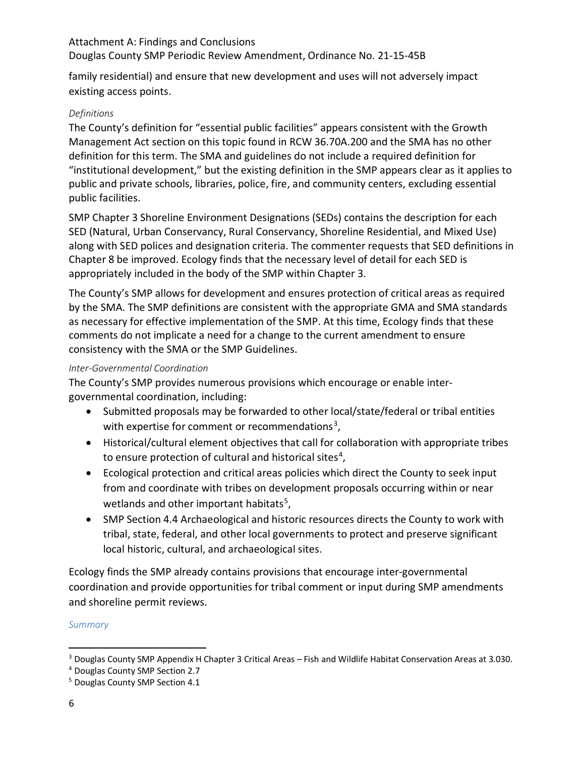family residential) and ensure that new development and uses will not adversely impact existing access points.

*Definitions*

The County's definition for "essential public facilities" appears consistent with the Growth Management Act section on this topic found in RCW 36.70A.200 and the SMA has no other definition for this term. The SMA and guidelines do not include a required definition for "institutional development," but the existing definition in the SMP appears clear as it applies to public and private schools, libraries, police, fire, and community centers, excluding essential public facilities.

SMP Chapter 3 Shoreline Environment Designations (SEDs) contains the description for each SED (Natural, Urban Conservancy, Rural Conservancy, Shoreline Residential, and Mixed Use) along with SED polices and designation criteria. The commenter requests that SED definitions in Chapter 8 be improved. Ecology finds that the necessary level of detail for each SED is appropriately included in the body of the SMP within Chapter 3.

The County's SMP allows for development and ensures protection of critical areas as required by the SMA. The SMP definitions are consistent with the appropriate GMA and SMA standards as necessary for effective implementation of the SMP. At this time, Ecology finds that these comments do not implicate a need for a change to the current amendment to ensure consistency with the SMA or the SMP Guidelines.

*Inter-Governmental Coordination*

The County's SMP provides numerous provisions which encourage or enable inter-governmental coordination, including:

- Submitted proposals may be forwarded to other local/state/federal or tribal entities with expertise for comment or recommendations[3],
- Historical/cultural element objectives that call for collaboration with appropriate tribes to ensure protection of cultural and historical sites[4],
- Ecological protection and critical areas policies which direct the County to seek input from and coordinate with tribes on development proposals occurring within or near wetlands and other important habitats[5],
- SMP Section 4.4 Archaeological and historic resources directs the County to work with tribal, state, federal, and other local governments to protect and preserve significant local historic, cultural, and archaeological sites.

Ecology finds the SMP already contains provisions that encourage inter-governmental coordination and provide opportunities for tribal comment or input during SMP amendments and shoreline permit reviews.

*Summary*

[3] Douglas County SMP Appendix H Chapter 3 Critical Areas – Fish and Wildlife Habitat Conservation Areas at 3.030.

[4] Douglas County SMP Section 2.7

[5] Douglas County SMP Section 4.1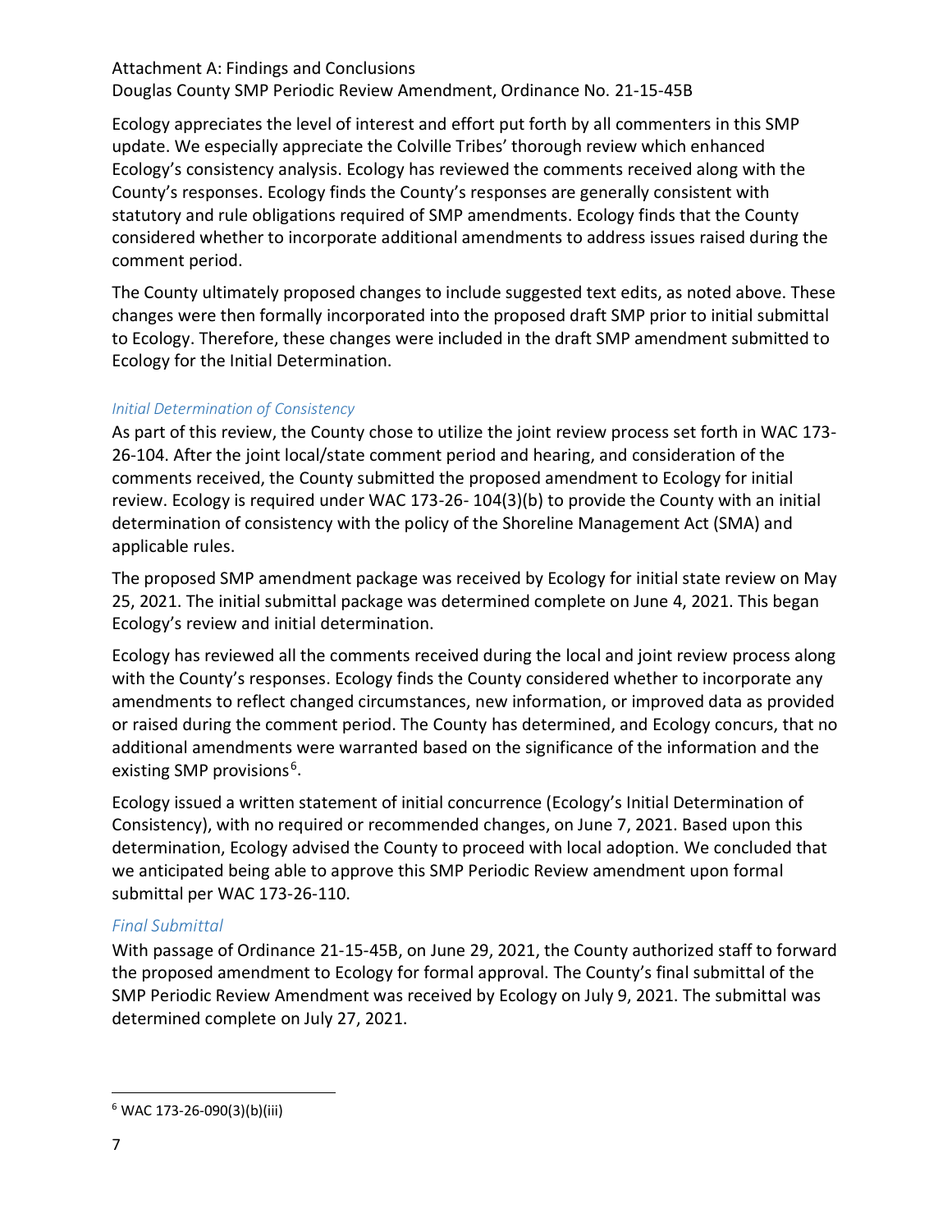Ecology appreciates the level of interest and effort put forth by all commenters in this SMP update. We especially appreciate the Colville Tribes' thorough review which enhanced Ecology's consistency analysis. Ecology has reviewed the comments received along with the County's responses. Ecology finds the County's responses are generally consistent with statutory and rule obligations required of SMP amendments. Ecology finds that the County considered whether to incorporate additional amendments to address issues raised during the comment period.

The County ultimately proposed changes to include suggested text edits, as noted above. These changes were then formally incorporated into the proposed draft SMP prior to initial submittal to Ecology. Therefore, these changes were included in the draft SMP amendment submitted to Ecology for the Initial Determination.

### *Initial Determination of Consistency*

As part of this review, the County chose to utilize the joint review process set forth in WAC 173-26-104. After the joint local/state comment period and hearing, and consideration of the comments received, the County submitted the proposed amendment to Ecology for initial review. Ecology is required under WAC 173-26- 104(3)(b) to provide the County with an initial determination of consistency with the policy of the Shoreline Management Act (SMA) and applicable rules.

The proposed SMP amendment package was received by Ecology for initial state review on May 25, 2021. The initial submittal package was determined complete on June 4, 2021. This began Ecology's review and initial determination.

Ecology has reviewed all the comments received during the local and joint review process along with the County's responses. Ecology finds the County considered whether to incorporate any amendments to reflect changed circumstances, new information, or improved data as provided or raised during the comment period. The County has determined, and Ecology concurs, that no additional amendments were warranted based on the significance of the information and the existing SMP provisions[6].

Ecology issued a written statement of initial concurrence (Ecology's Initial Determination of Consistency), with no required or recommended changes, on June 7, 2021. Based upon this determination, Ecology advised the County to proceed with local adoption. We concluded that we anticipated being able to approve this SMP Periodic Review amendment upon formal submittal per WAC 173-26-110.

### *Final Submittal*

With passage of Ordinance 21-15-45B, on June 29, 2021, the County authorized staff to forward the proposed amendment to Ecology for formal approval. The County's final submittal of the SMP Periodic Review Amendment was received by Ecology on July 9, 2021. The submittal was determined complete on July 27, 2021.

[6] WAC 173-26-090(3)(b)(iii)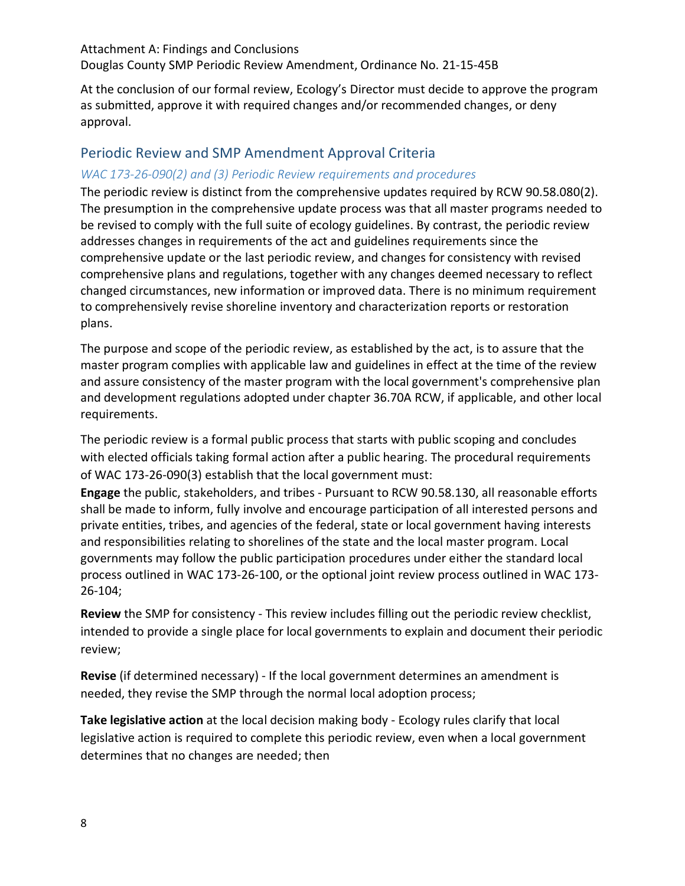At the conclusion of our formal review, Ecology's Director must decide to approve the program as submitted, approve it with required changes and/or recommended changes, or deny approval.

## Periodic Review and SMP Amendment Approval Criteria

### *WAC 173-26-090(2) and (3) Periodic Review requirements and procedures*

The periodic review is distinct from the comprehensive updates required by RCW 90.58.080(2). The presumption in the comprehensive update process was that all master programs needed to be revised to comply with the full suite of ecology guidelines. By contrast, the periodic review addresses changes in requirements of the act and guidelines requirements since the comprehensive update or the last periodic review, and changes for consistency with revised comprehensive plans and regulations, together with any changes deemed necessary to reflect changed circumstances, new information or improved data. There is no minimum requirement to comprehensively revise shoreline inventory and characterization reports or restoration plans.

The purpose and scope of the periodic review, as established by the act, is to assure that the master program complies with applicable law and guidelines in effect at the time of the review and assure consistency of the master program with the local government's comprehensive plan and development regulations adopted under chapter 36.70A RCW, if applicable, and other local requirements.

The periodic review is a formal public process that starts with public scoping and concludes with elected officials taking formal action after a public hearing. The procedural requirements of WAC 173-26-090(3) establish that the local government must:

**Engage** the public, stakeholders, and tribes - Pursuant to RCW 90.58.130, all reasonable efforts shall be made to inform, fully involve and encourage participation of all interested persons and private entities, tribes, and agencies of the federal, state or local government having interests and responsibilities relating to shorelines of the state and the local master program. Local governments may follow the public participation procedures under either the standard local process outlined in WAC 173-26-100, or the optional joint review process outlined in WAC 173-26-104;

**Review** the SMP for consistency - This review includes filling out the periodic review checklist, intended to provide a single place for local governments to explain and document their periodic review;

**Revise** (if determined necessary) - If the local government determines an amendment is needed, they revise the SMP through the normal local adoption process;

**Take legislative action** at the local decision making body - Ecology rules clarify that local legislative action is required to complete this periodic review, even when a local government determines that no changes are needed; then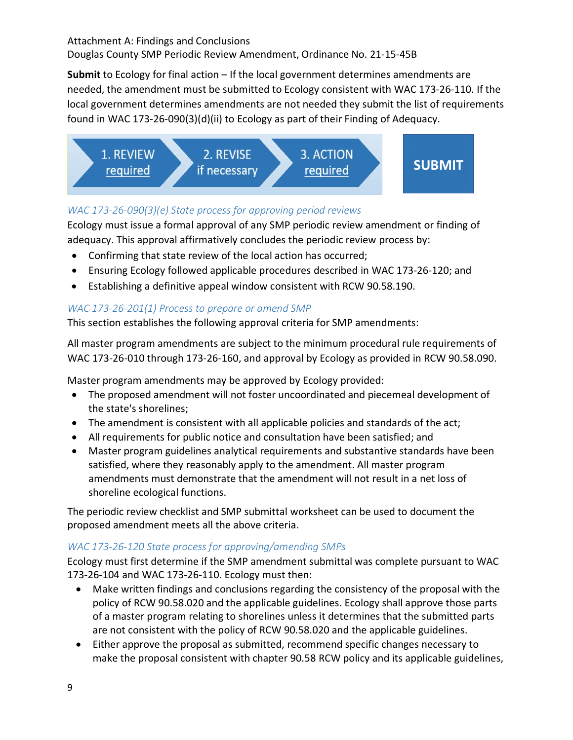**Submit** to Ecology for final action – If the local government determines amendments are needed, the amendment must be submitted to Ecology consistent with WAC 173-26-110. If the local government determines amendments are not needed they submit the list of requirements found in WAC 173-26-090(3)(d)(ii) to Ecology as part of their Finding of Adequacy.

1. REVIEW required → 2. REVISE if necessary → 3. ACTION required → SUBMIT

*WAC 173-26-090(3)(e) State process for approving period reviews*

Ecology must issue a formal approval of any SMP periodic review amendment or finding of adequacy. This approval affirmatively concludes the periodic review process by:

- Confirming that state review of the local action has occurred;
- Ensuring Ecology followed applicable procedures described in WAC 173-26-120; and
- Establishing a definitive appeal window consistent with RCW 90.58.190.

*WAC 173-26-201(1) Process to prepare or amend SMP*

This section establishes the following approval criteria for SMP amendments:

All master program amendments are subject to the minimum procedural rule requirements of WAC 173-26-010 through 173-26-160, and approval by Ecology as provided in RCW 90.58.090.

Master program amendments may be approved by Ecology provided:

- The proposed amendment will not foster uncoordinated and piecemeal development of the state's shorelines;
- The amendment is consistent with all applicable policies and standards of the act;
- All requirements for public notice and consultation have been satisfied; and
- Master program guidelines analytical requirements and substantive standards have been satisfied, where they reasonably apply to the amendment. All master program amendments must demonstrate that the amendment will not result in a net loss of shoreline ecological functions.

The periodic review checklist and SMP submittal worksheet can be used to document the proposed amendment meets all the above criteria.

*WAC 173-26-120 State process for approving/amending SMPs*

Ecology must first determine if the SMP amendment submittal was complete pursuant to WAC 173-26-104 and WAC 173-26-110. Ecology must then:

- Make written findings and conclusions regarding the consistency of the proposal with the policy of RCW 90.58.020 and the applicable guidelines. Ecology shall approve those parts of a master program relating to shorelines unless it determines that the submitted parts are not consistent with the policy of RCW 90.58.020 and the applicable guidelines.
- Either approve the proposal as submitted, recommend specific changes necessary to make the proposal consistent with chapter 90.58 RCW policy and its applicable guidelines,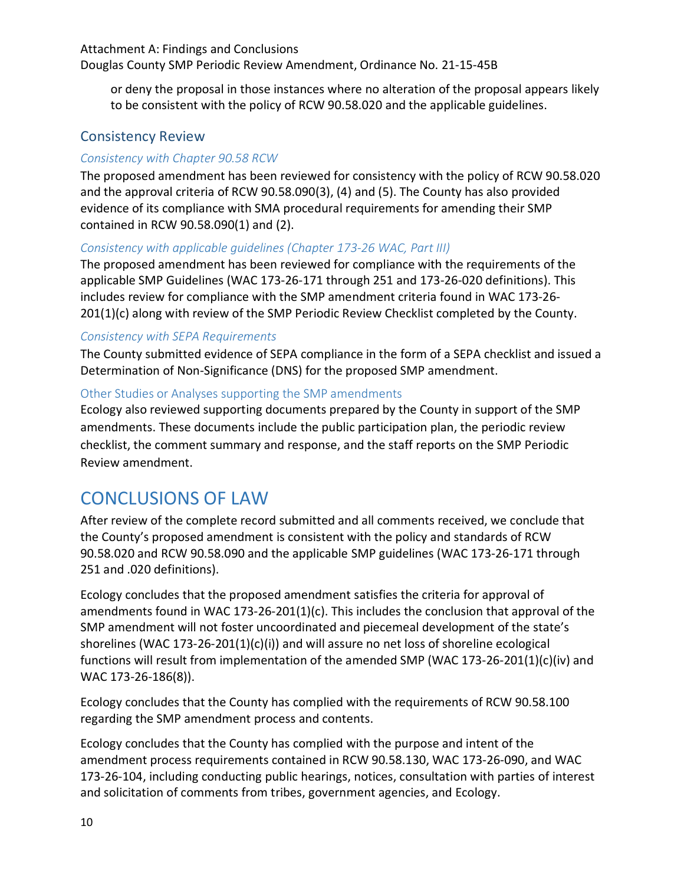or deny the proposal in those instances where no alteration of the proposal appears likely to be consistent with the policy of RCW 90.58.020 and the applicable guidelines.

## Consistency Review

### *Consistency with Chapter 90.58 RCW*

The proposed amendment has been reviewed for consistency with the policy of RCW 90.58.020 and the approval criteria of RCW 90.58.090(3), (4) and (5). The County has also provided evidence of its compliance with SMA procedural requirements for amending their SMP contained in RCW 90.58.090(1) and (2).

### *Consistency with applicable guidelines (Chapter 173-26 WAC, Part III)*

The proposed amendment has been reviewed for compliance with the requirements of the applicable SMP Guidelines (WAC 173-26-171 through 251 and 173-26-020 definitions). This includes review for compliance with the SMP amendment criteria found in WAC 173-26-201(1)(c) along with review of the SMP Periodic Review Checklist completed by the County.

### *Consistency with SEPA Requirements*

The County submitted evidence of SEPA compliance in the form of a SEPA checklist and issued a Determination of Non-Significance (DNS) for the proposed SMP amendment.

### Other Studies or Analyses supporting the SMP amendments

Ecology also reviewed supporting documents prepared by the County in support of the SMP amendments. These documents include the public participation plan, the periodic review checklist, the comment summary and response, and the staff reports on the SMP Periodic Review amendment.

# CONCLUSIONS OF LAW

After review of the complete record submitted and all comments received, we conclude that the County's proposed amendment is consistent with the policy and standards of RCW 90.58.020 and RCW 90.58.090 and the applicable SMP guidelines (WAC 173-26-171 through 251 and .020 definitions).

Ecology concludes that the proposed amendment satisfies the criteria for approval of amendments found in WAC 173-26-201(1)(c). This includes the conclusion that approval of the SMP amendment will not foster uncoordinated and piecemeal development of the state's shorelines (WAC 173-26-201(1)(c)(i)) and will assure no net loss of shoreline ecological functions will result from implementation of the amended SMP (WAC 173-26-201(1)(c)(iv) and WAC 173-26-186(8)).

Ecology concludes that the County has complied with the requirements of RCW 90.58.100 regarding the SMP amendment process and contents.

Ecology concludes that the County has complied with the purpose and intent of the amendment process requirements contained in RCW 90.58.130, WAC 173-26-090, and WAC 173-26-104, including conducting public hearings, notices, consultation with parties of interest and solicitation of comments from tribes, government agencies, and Ecology.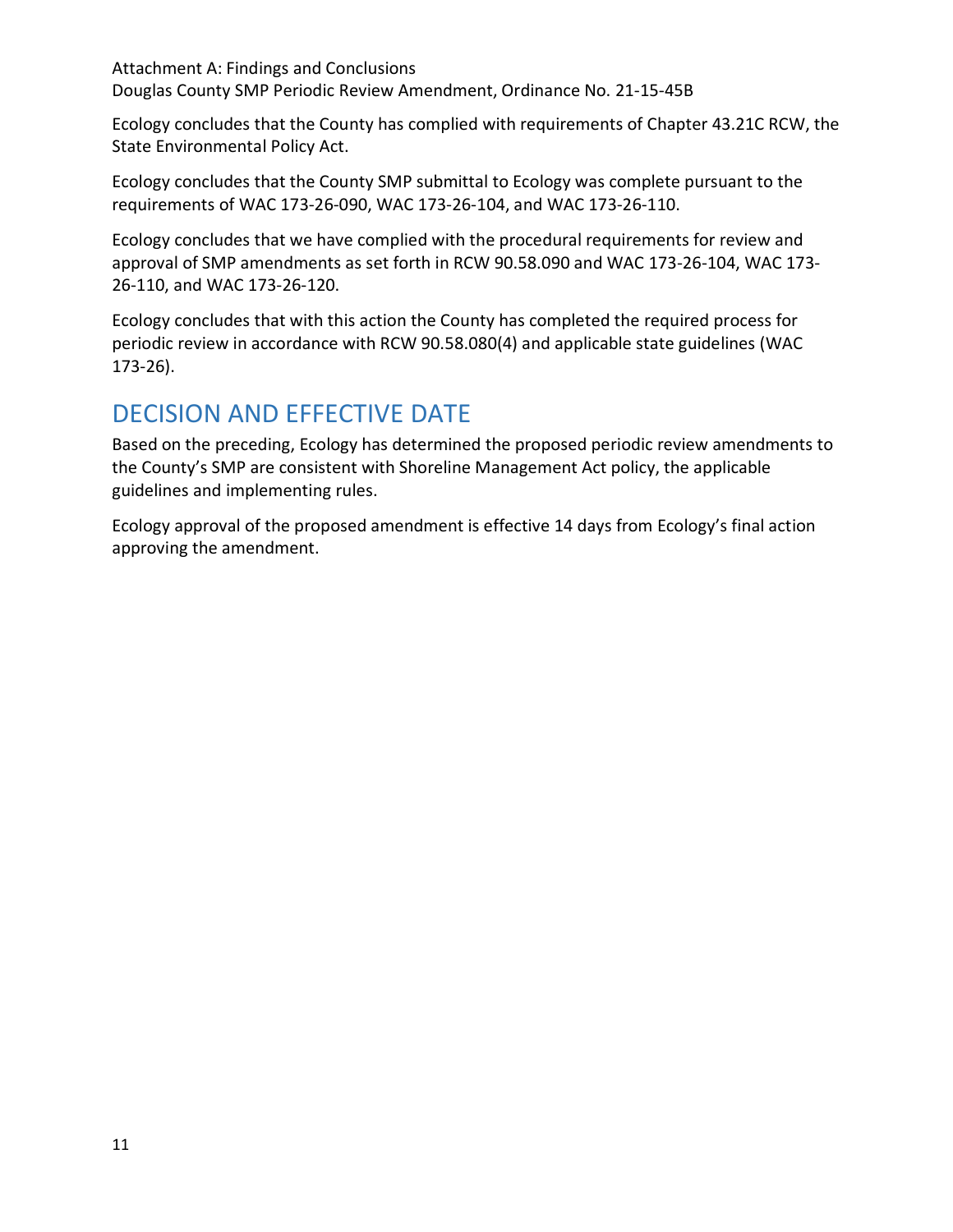Ecology concludes that the County has complied with requirements of Chapter 43.21C RCW, the State Environmental Policy Act.

Ecology concludes that the County SMP submittal to Ecology was complete pursuant to the requirements of WAC 173-26-090, WAC 173-26-104, and WAC 173-26-110.

Ecology concludes that we have complied with the procedural requirements for review and approval of SMP amendments as set forth in RCW 90.58.090 and WAC 173-26-104, WAC 173-26-110, and WAC 173-26-120.

Ecology concludes that with this action the County has completed the required process for periodic review in accordance with RCW 90.58.080(4) and applicable state guidelines (WAC 173-26).

## DECISION AND EFFECTIVE DATE

Based on the preceding, Ecology has determined the proposed periodic review amendments to the County's SMP are consistent with Shoreline Management Act policy, the applicable guidelines and implementing rules.

Ecology approval of the proposed amendment is effective 14 days from Ecology's final action approving the amendment.